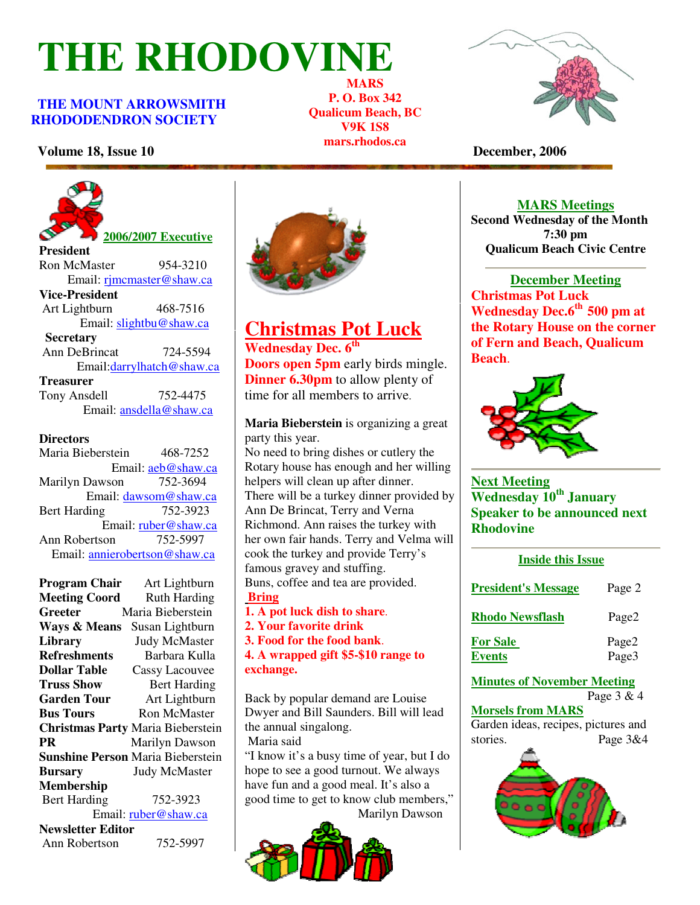# THE RHODOVINE

**THE MOUNT ARROWSMITH RHODODENDRON SOCIETY**

**MARS**
**P. O. Box 342**
**Qualicum Beach, BC**
**V9K 1S8**
**mars.rhodos.ca**

**Volume 18, Issue 10** **December, 2006**

## 2006/2007 Executive

**President**
Ron McMaster 954-3210
Email: rjmcmaster@shaw.ca

**Vice-President**
Art Lightburn 468-7516
Email: slightbu@shaw.ca

**Secretary**
Ann DeBrincat 724-5594
Email: darrylhatch@shaw.ca

**Treasurer**
Tony Ansdell 752-4475
Email: ansdella@shaw.ca

**Directors**
Maria Bieberstein 468-7252
Email: aeb@shaw.ca
Marilyn Dawson 752-3694
Email: dawsom@shaw.ca
Bert Harding 752-3923
Email: ruber@shaw.ca
Ann Robertson 752-5997
Email: annierobertson@shaw.ca

**Program Chair** Art Lightburn
**Meeting Coord** Ruth Harding
**Greeter** Maria Bieberstein
**Ways & Means** Susan Lightburn
**Library** Judy McMaster
**Refreshments** Barbara Kulla
**Dollar Table** Cassy Lacouvee
**Truss Show** Bert Harding
**Garden Tour** Art Lightburn
**Bus Tours** Ron McMaster
**Christmas Party** Maria Bieberstein
**PR** Marilyn Dawson
**Sunshine Person** Maria Bieberstein
**Bursary** Judy McMaster
**Membership**
Bert Harding 752-3923
Email: ruber@shaw.ca
**Newsletter Editor**
Ann Robertson 752-5997

## Christmas Pot Luck

**Wednesday Dec. 6th**
**Doors open 5pm** early birds mingle.
**Dinner 6.30pm** to allow plenty of time for all members to arrive.

**Maria Bieberstein** is organizing a great party this year.
No need to bring dishes or cutlery the Rotary house has enough and her willing helpers will clean up after dinner.
There will be a turkey dinner provided by Ann De Brincat, Terry and Verna Richmond. Ann raises the turkey with her own fair hands. Terry and Velma will cook the turkey and provide Terry's famous gravey and stuffing.
Buns, coffee and tea are provided.

**Bring**

1. **A pot luck dish to share.**
2. **Your favorite drink**
3. **Food for the food bank.**
4. **A wrapped gift $5-$10 range to exchange.**

Back by popular demand are Louise Dwyer and Bill Saunders. Bill will lead the annual singalong.
Maria said
"I know it's a busy time of year, but I do hope to see a good turnout. We always have fun and a good meal. It's also a good time to get to know club members,"
Marilyn Dawson

## MARS Meetings

**Second Wednesday of the Month**
**7:30 pm**
**Qualicum Beach Civic Centre**

## December Meeting

**Christmas Pot Luck Wednesday Dec.6th 500 pm at the Rotary House on the corner of Fern and Beach, Qualicum Beach.**

## Next Meeting

**Wednesday 10th January**
**Speaker to be announced next Rhodovine**

## Inside this Issue

| | |
|---|---|
| **President's Message** | Page 2 |
| **Rhodo Newsflash** | Page2 |
| **For Sale** | Page2 |
| **Events** | Page3 |
| **Minutes of November Meeting** | Page 3 & 4 |
| **Morsels from MARS** Garden ideas, recipes, pictures and stories. | Page 3&4 |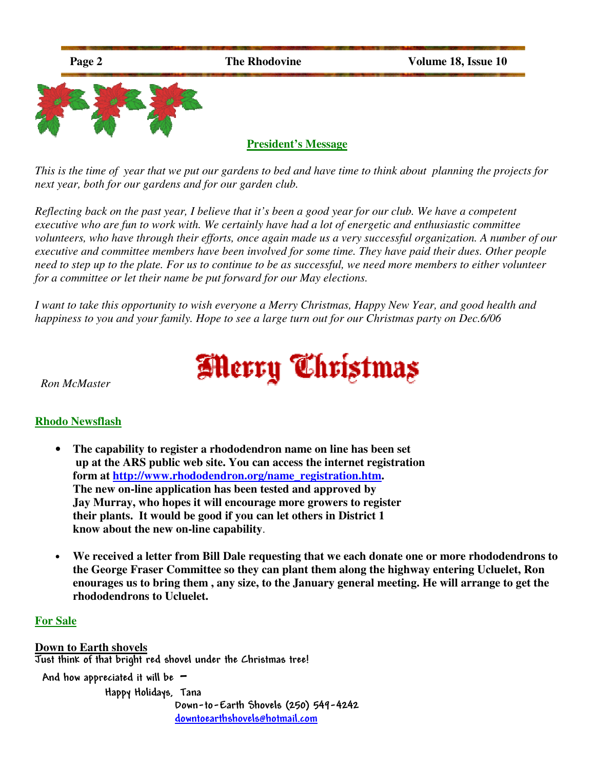## President's Message

*This is the time of year that we put our gardens to bed and have time to think about planning the projects for next year, both for our gardens and for our garden club.*

*Reflecting back on the past year, I believe that it's been a good year for our club. We have a competent executive who are fun to work with. We certainly have had a lot of energetic and enthusiastic committee volunteers, who have through their efforts, once again made us a very successful organization. A number of our executive and committee members have been involved for some time. They have paid their dues. Other people need to step up to the plate. For us to continue to be as successful, we need more members to either volunteer for a committee or let their name be put forward for our May elections.*

*I want to take this opportunity to wish everyone a Merry Christmas, Happy New Year, and good health and happiness to you and your family. Hope to see a large turn out for our Christmas party on Dec.6/06*

Merry Christmas

*Ron McMaster*

## Rhodo Newsflash

- **The capability to register a rhododendron name on line has been set up at the ARS public web site. You can access the internet registration form at http://www.rhododendron.org/name_registration.htm. The new on-line application has been tested and approved by Jay Murray, who hopes it will encourage more growers to register their plants. It would be good if you can let others in District 1 know about the new on-line capability.**

- **We received a letter from Bill Dale requesting that we each donate one or more rhododendrons to the George Fraser Committee so they can plant them along the highway entering Ucluelet, Ron enourages us to bring them , any size, to the January general meeting. He will arrange to get the rhododendrons to Ucluelet.**

## For Sale

**Down to Earth shovels**

Just think of that bright red shovel under the Christmas tree!

And how appreciated it will be –

Happy Holidays, Tana

Down-to-Earth Shovels (250) 549-4242

downtoearthshovels@hotmail.com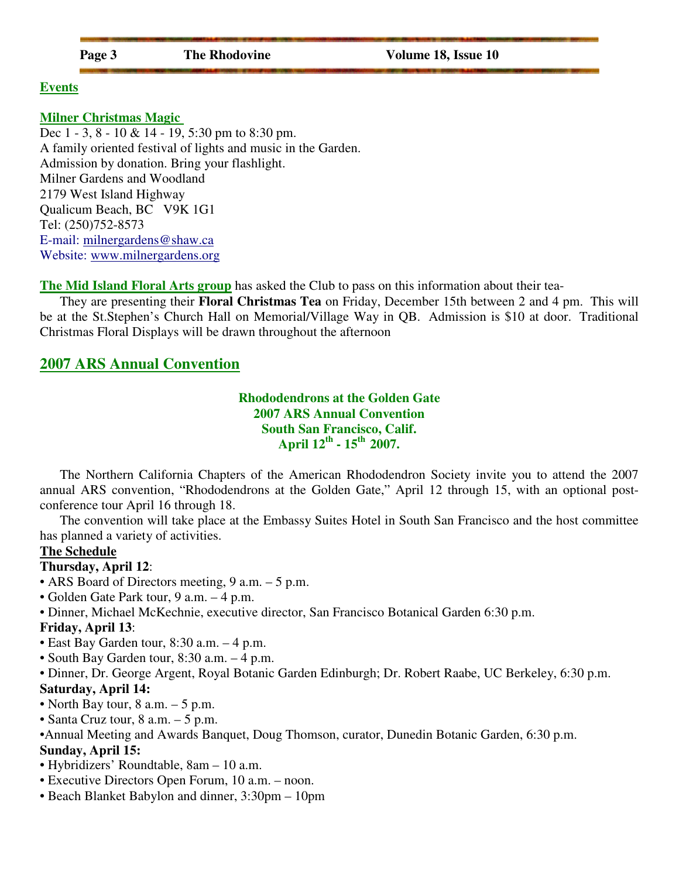## Events

### Milner Christmas Magic

Dec 1 - 3, 8 - 10 & 14 - 19, 5:30 pm to 8:30 pm.
A family oriented festival of lights and music in the Garden.
Admission by donation. Bring your flashlight.
Milner Gardens and Woodland
2179 West Island Highway
Qualicum Beach, BC V9K 1G1
Tel: (250)752-8573
E-mail: milnergardens@shaw.ca
Website: www.milnergardens.org

**The Mid Island Floral Arts group** has asked the Club to pass on this information about their tea-

They are presenting their **Floral Christmas Tea** on Friday, December 15th between 2 and 4 pm. This will be at the St.Stephen's Church Hall on Memorial/Village Way in QB. Admission is $10 at door. Traditional Christmas Floral Displays will be drawn throughout the afternoon

## 2007 ARS Annual Convention

**Rhododendrons at the Golden Gate**
**2007 ARS Annual Convention**
**South San Francisco, Calif.**
**April 12th - 15th 2007.**

The Northern California Chapters of the American Rhododendron Society invite you to attend the 2007 annual ARS convention, "Rhododendrons at the Golden Gate," April 12 through 15, with an optional post-conference tour April 16 through 18.

The convention will take place at the Embassy Suites Hotel in South San Francisco and the host committee has planned a variety of activities.

### The Schedule

**Thursday, April 12**:
- ARS Board of Directors meeting, 9 a.m. – 5 p.m.
- Golden Gate Park tour, 9 a.m. – 4 p.m.
- Dinner, Michael McKechnie, executive director, San Francisco Botanical Garden 6:30 p.m.

**Friday, April 13**:
- East Bay Garden tour, 8:30 a.m. – 4 p.m.
- South Bay Garden tour, 8:30 a.m. – 4 p.m.
- Dinner, Dr. George Argent, Royal Botanic Garden Edinburgh; Dr. Robert Raabe, UC Berkeley, 6:30 p.m.

**Saturday, April 14:**
- North Bay tour, 8 a.m. – 5 p.m.
- Santa Cruz tour, 8 a.m. – 5 p.m.
- Annual Meeting and Awards Banquet, Doug Thomson, curator, Dunedin Botanic Garden, 6:30 p.m.

**Sunday, April 15:**
- Hybridizers' Roundtable, 8am – 10 a.m.
- Executive Directors Open Forum, 10 a.m. – noon.
- Beach Blanket Babylon and dinner, 3:30pm – 10pm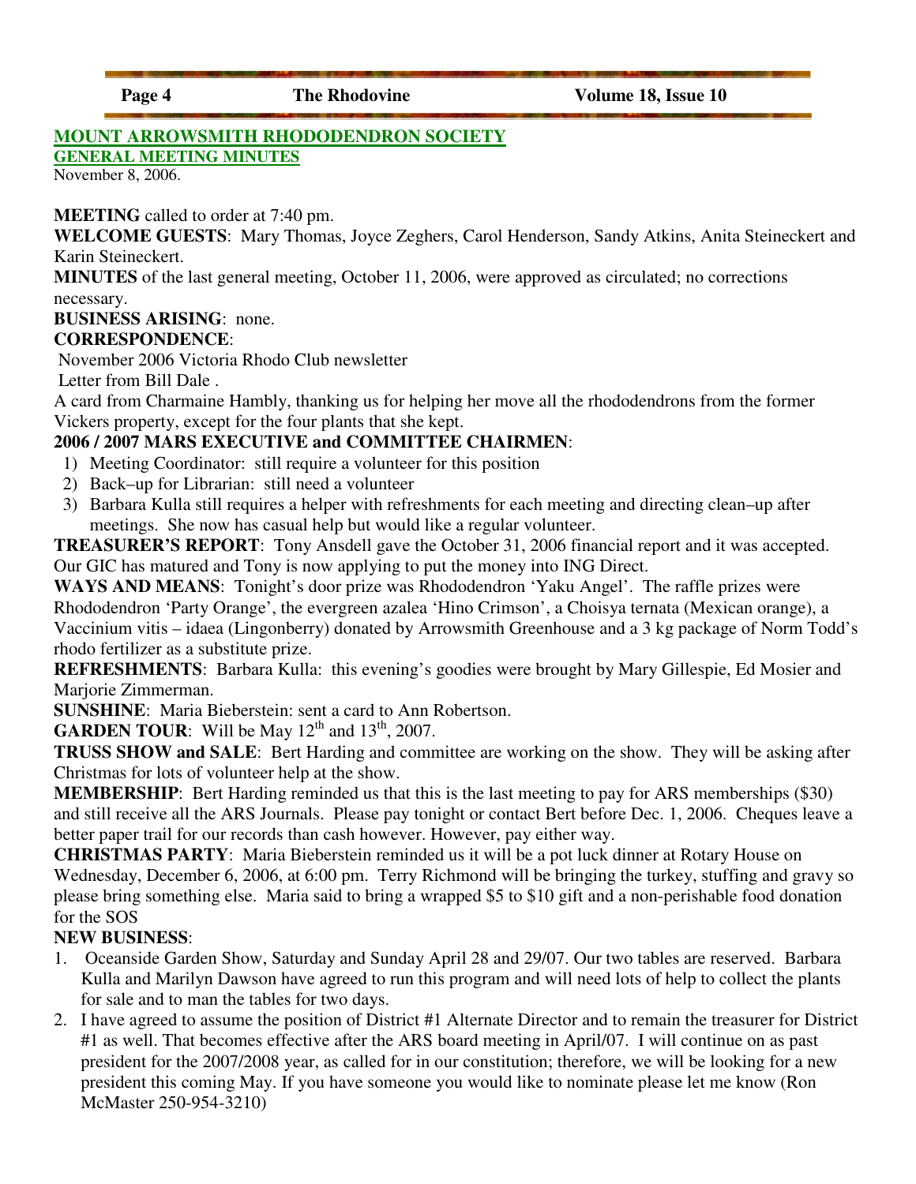## MOUNT ARROWSMITH RHODODENDRON SOCIETY

### GENERAL MEETING MINUTES

November 8, 2006.

**MEETING** called to order at 7:40 pm.

**WELCOME GUESTS**: Mary Thomas, Joyce Zeghers, Carol Henderson, Sandy Atkins, Anita Steineckert and Karin Steineckert.

**MINUTES** of the last general meeting, October 11, 2006, were approved as circulated; no corrections necessary.

**BUSINESS ARISING**: none.

**CORRESPONDENCE**:

November 2006 Victoria Rhodo Club newsletter

Letter from Bill Dale .

A card from Charmaine Hambly, thanking us for helping her move all the rhododendrons from the former Vickers property, except for the four plants that she kept.

**2006 / 2007 MARS EXECUTIVE and COMMITTEE CHAIRMEN**:

1) Meeting Coordinator: still require a volunteer for this position
2) Back–up for Librarian: still need a volunteer
3) Barbara Kulla still requires a helper with refreshments for each meeting and directing clean–up after meetings. She now has casual help but would like a regular volunteer.

**TREASURER'S REPORT**: Tony Ansdell gave the October 31, 2006 financial report and it was accepted. Our GIC has matured and Tony is now applying to put the money into ING Direct.

**WAYS AND MEANS**: Tonight's door prize was Rhododendron 'Yaku Angel'. The raffle prizes were Rhododendron 'Party Orange', the evergreen azalea 'Hino Crimson', a Choisya ternata (Mexican orange), a Vaccinium vitis – idaea (Lingonberry) donated by Arrowsmith Greenhouse and a 3 kg package of Norm Todd's rhodo fertilizer as a substitute prize.

**REFRESHMENTS**: Barbara Kulla: this evening's goodies were brought by Mary Gillespie, Ed Mosier and Marjorie Zimmerman.

**SUNSHINE**: Maria Bieberstein: sent a card to Ann Robertson.

**GARDEN TOUR**: Will be May 12th and 13th, 2007.

**TRUSS SHOW and SALE**: Bert Harding and committee are working on the show. They will be asking after Christmas for lots of volunteer help at the show.

**MEMBERSHIP**: Bert Harding reminded us that this is the last meeting to pay for ARS memberships ($30) and still receive all the ARS Journals. Please pay tonight or contact Bert before Dec. 1, 2006. Cheques leave a better paper trail for our records than cash however. However, pay either way.

**CHRISTMAS PARTY**: Maria Bieberstein reminded us it will be a pot luck dinner at Rotary House on Wednesday, December 6, 2006, at 6:00 pm. Terry Richmond will be bringing the turkey, stuffing and gravy so please bring something else. Maria said to bring a wrapped $5 to $10 gift and a non-perishable food donation for the SOS

**NEW BUSINESS**:

1. Oceanside Garden Show, Saturday and Sunday April 28 and 29/07. Our two tables are reserved. Barbara Kulla and Marilyn Dawson have agreed to run this program and will need lots of help to collect the plants for sale and to man the tables for two days.
2. I have agreed to assume the position of District #1 Alternate Director and to remain the treasurer for District #1 as well. That becomes effective after the ARS board meeting in April/07. I will continue on as past president for the 2007/2008 year, as called for in our constitution; therefore, we will be looking for a new president this coming May. If you have someone you would like to nominate please let me know (Ron McMaster 250-954-3210)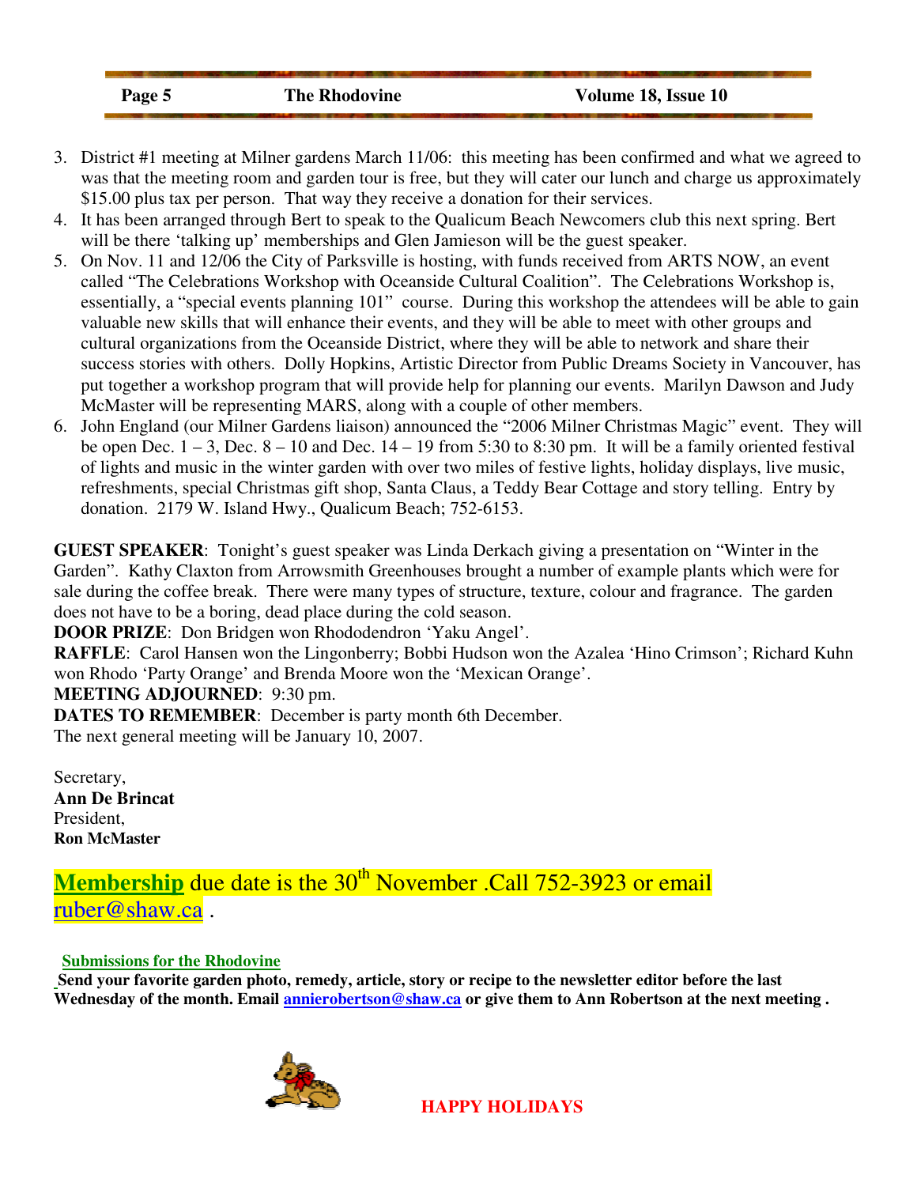3. District #1 meeting at Milner gardens March 11/06: this meeting has been confirmed and what we agreed to was that the meeting room and garden tour is free, but they will cater our lunch and charge us approximately $15.00 plus tax per person. That way they receive a donation for their services.
4. It has been arranged through Bert to speak to the Qualicum Beach Newcomers club this next spring. Bert will be there 'talking up' memberships and Glen Jamieson will be the guest speaker.
5. On Nov. 11 and 12/06 the City of Parksville is hosting, with funds received from ARTS NOW, an event called "The Celebrations Workshop with Oceanside Cultural Coalition". The Celebrations Workshop is, essentially, a "special events planning 101" course. During this workshop the attendees will be able to gain valuable new skills that will enhance their events, and they will be able to meet with other groups and cultural organizations from the Oceanside District, where they will be able to network and share their success stories with others. Dolly Hopkins, Artistic Director from Public Dreams Society in Vancouver, has put together a workshop program that will provide help for planning our events. Marilyn Dawson and Judy McMaster will be representing MARS, along with a couple of other members.
6. John England (our Milner Gardens liaison) announced the "2006 Milner Christmas Magic" event. They will be open Dec. 1 – 3, Dec. 8 – 10 and Dec. 14 – 19 from 5:30 to 8:30 pm. It will be a family oriented festival of lights and music in the winter garden with over two miles of festive lights, holiday displays, live music, refreshments, special Christmas gift shop, Santa Claus, a Teddy Bear Cottage and story telling. Entry by donation. 2179 W. Island Hwy., Qualicum Beach; 752-6153.

**GUEST SPEAKER**: Tonight's guest speaker was Linda Derkach giving a presentation on "Winter in the Garden". Kathy Claxton from Arrowsmith Greenhouses brought a number of example plants which were for sale during the coffee break. There were many types of structure, texture, colour and fragrance. The garden does not have to be a boring, dead place during the cold season.

**DOOR PRIZE**: Don Bridgen won Rhododendron 'Yaku Angel'.

**RAFFLE**: Carol Hansen won the Lingonberry; Bobbi Hudson won the Azalea 'Hino Crimson'; Richard Kuhn won Rhodo 'Party Orange' and Brenda Moore won the 'Mexican Orange'.

**MEETING ADJOURNED**: 9:30 pm.

**DATES TO REMEMBER**: December is party month 6th December.

The next general meeting will be January 10, 2007.

Secretary,
**Ann De Brincat**
President,
**Ron McMaster**

**Membership** due date is the 30th November .Call 752-3923 or email ruber@shaw.ca .

**Submissions for the Rhodovine**

**Send your favorite garden photo, remedy, article, story or recipe to the newsletter editor before the last Wednesday of the month. Email annierobertson@shaw.ca or give them to Ann Robertson at the next meeting .**

**HAPPY HOLIDAYS**